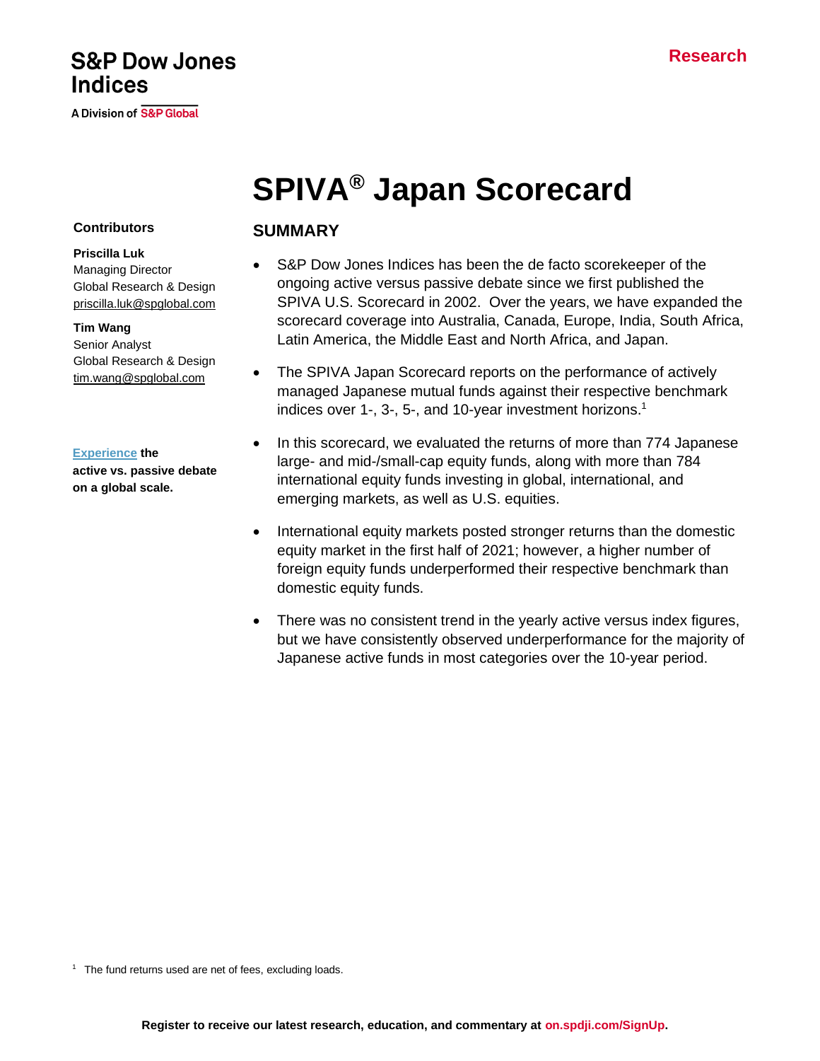S&P Dow Jones Indices

A Division of S&P Global

Research

# SPIVA® Japan Scorecard

**Contributors**

**Priscilla Luk**
Managing Director
Global Research & Design
priscilla.luk@spglobal.com

**Tim Wang**
Senior Analyst
Global Research & Design
tim.wang@spglobal.com

**Experience the active vs. passive debate on a global scale.**

## SUMMARY

- S&P Dow Jones Indices has been the de facto scorekeeper of the ongoing active versus passive debate since we first published the SPIVA U.S. Scorecard in 2002. Over the years, we have expanded the scorecard coverage into Australia, Canada, Europe, India, South Africa, Latin America, the Middle East and North Africa, and Japan.
- The SPIVA Japan Scorecard reports on the performance of actively managed Japanese mutual funds against their respective benchmark indices over 1-, 3-, 5-, and 10-year investment horizons.[1]
- In this scorecard, we evaluated the returns of more than 774 Japanese large- and mid-/small-cap equity funds, along with more than 784 international equity funds investing in global, international, and emerging markets, as well as U.S. equities.
- International equity markets posted stronger returns than the domestic equity market in the first half of 2021; however, a higher number of foreign equity funds underperformed their respective benchmark than domestic equity funds.
- There was no consistent trend in the yearly active versus index figures, but we have consistently observed underperformance for the majority of Japanese active funds in most categories over the 10-year period.

[1] The fund returns used are net of fees, excluding loads.

**Register to receive our latest research, education, and commentary at on.spdji.com/SignUp.**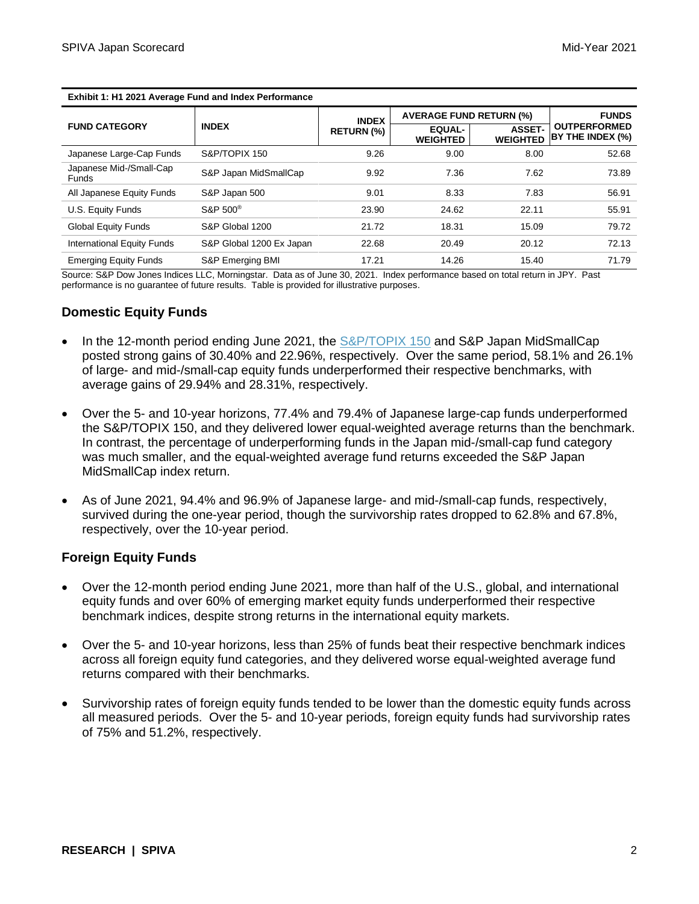**Exhibit 1: H1 2021 Average Fund and Index Performance**

| FUND CATEGORY | INDEX | INDEX RETURN (%) | AVERAGE FUND RETURN (%) | | FUNDS OUTPERFORMED BY THE INDEX (%) |
|---|---|---|---|---|---|
| | | | EQUAL-WEIGHTED | ASSET-WEIGHTED | |
| Japanese Large-Cap Funds | S&P/TOPIX 150 | 9.26 | 9.00 | 8.00 | 52.68 |
| Japanese Mid-/Small-Cap Funds | S&P Japan MidSmallCap | 9.92 | 7.36 | 7.62 | 73.89 |
| All Japanese Equity Funds | S&P Japan 500 | 9.01 | 8.33 | 7.83 | 56.91 |
| U.S. Equity Funds | S&P 500® | 23.90 | 24.62 | 22.11 | 55.91 |
| Global Equity Funds | S&P Global 1200 | 21.72 | 18.31 | 15.09 | 79.72 |
| International Equity Funds | S&P Global 1200 Ex Japan | 22.68 | 20.49 | 20.12 | 72.13 |
| Emerging Equity Funds | S&P Emerging BMI | 17.21 | 14.26 | 15.40 | 71.79 |

Source: S&P Dow Jones Indices LLC, Morningstar. Data as of June 30, 2021. Index performance based on total return in JPY. Past performance is no guarantee of future results. Table is provided for illustrative purposes.

## Domestic Equity Funds

- In the 12-month period ending June 2021, the S&P/TOPIX 150 and S&P Japan MidSmallCap posted strong gains of 30.40% and 22.96%, respectively. Over the same period, 58.1% and 26.1% of large- and mid-/small-cap equity funds underperformed their respective benchmarks, with average gains of 29.94% and 28.31%, respectively.
- Over the 5- and 10-year horizons, 77.4% and 79.4% of Japanese large-cap funds underperformed the S&P/TOPIX 150, and they delivered lower equal-weighted average returns than the benchmark. In contrast, the percentage of underperforming funds in the Japan mid-/small-cap fund category was much smaller, and the equal-weighted average fund returns exceeded the S&P Japan MidSmallCap index return.
- As of June 2021, 94.4% and 96.9% of Japanese large- and mid-/small-cap funds, respectively, survived during the one-year period, though the survivorship rates dropped to 62.8% and 67.8%, respectively, over the 10-year period.

## Foreign Equity Funds

- Over the 12-month period ending June 2021, more than half of the U.S., global, and international equity funds and over 60% of emerging market equity funds underperformed their respective benchmark indices, despite strong returns in the international equity markets.
- Over the 5- and 10-year horizons, less than 25% of funds beat their respective benchmark indices across all foreign equity fund categories, and they delivered worse equal-weighted average fund returns compared with their benchmarks.
- Survivorship rates of foreign equity funds tended to be lower than the domestic equity funds across all measured periods. Over the 5- and 10-year periods, foreign equity funds had survivorship rates of 75% and 51.2%, respectively.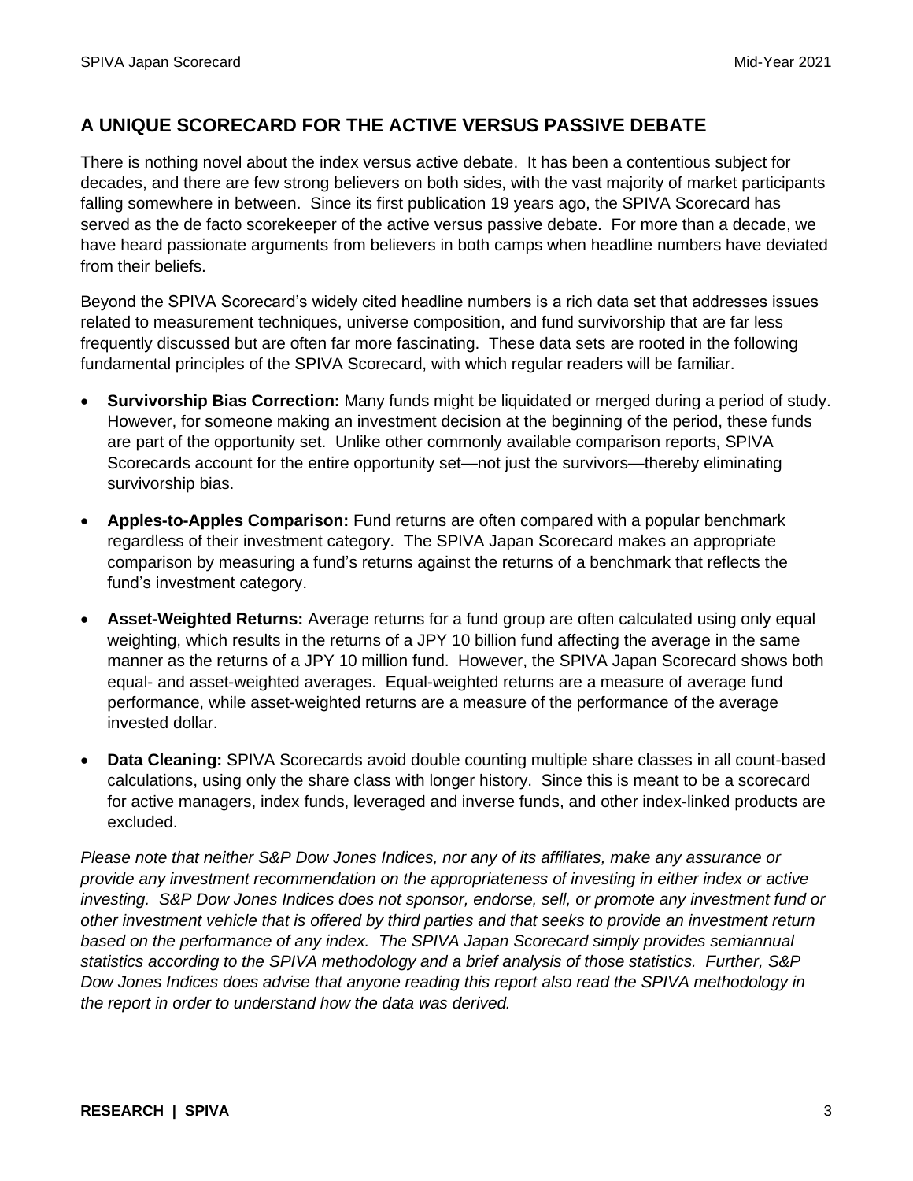## A UNIQUE SCORECARD FOR THE ACTIVE VERSUS PASSIVE DEBATE

There is nothing novel about the index versus active debate. It has been a contentious subject for decades, and there are few strong believers on both sides, with the vast majority of market participants falling somewhere in between. Since its first publication 19 years ago, the SPIVA Scorecard has served as the de facto scorekeeper of the active versus passive debate. For more than a decade, we have heard passionate arguments from believers in both camps when headline numbers have deviated from their beliefs.

Beyond the SPIVA Scorecard's widely cited headline numbers is a rich data set that addresses issues related to measurement techniques, universe composition, and fund survivorship that are far less frequently discussed but are often far more fascinating. These data sets are rooted in the following fundamental principles of the SPIVA Scorecard, with which regular readers will be familiar.

- **Survivorship Bias Correction:** Many funds might be liquidated or merged during a period of study. However, for someone making an investment decision at the beginning of the period, these funds are part of the opportunity set. Unlike other commonly available comparison reports, SPIVA Scorecards account for the entire opportunity set—not just the survivors—thereby eliminating survivorship bias.
- **Apples-to-Apples Comparison:** Fund returns are often compared with a popular benchmark regardless of their investment category. The SPIVA Japan Scorecard makes an appropriate comparison by measuring a fund's returns against the returns of a benchmark that reflects the fund's investment category.
- **Asset-Weighted Returns:** Average returns for a fund group are often calculated using only equal weighting, which results in the returns of a JPY 10 billion fund affecting the average in the same manner as the returns of a JPY 10 million fund. However, the SPIVA Japan Scorecard shows both equal- and asset-weighted averages. Equal-weighted returns are a measure of average fund performance, while asset-weighted returns are a measure of the performance of the average invested dollar.
- **Data Cleaning:** SPIVA Scorecards avoid double counting multiple share classes in all count-based calculations, using only the share class with longer history. Since this is meant to be a scorecard for active managers, index funds, leveraged and inverse funds, and other index-linked products are excluded.

*Please note that neither S&P Dow Jones Indices, nor any of its affiliates, make any assurance or provide any investment recommendation on the appropriateness of investing in either index or active investing. S&P Dow Jones Indices does not sponsor, endorse, sell, or promote any investment fund or other investment vehicle that is offered by third parties and that seeks to provide an investment return based on the performance of any index. The SPIVA Japan Scorecard simply provides semiannual statistics according to the SPIVA methodology and a brief analysis of those statistics. Further, S&P Dow Jones Indices does advise that anyone reading this report also read the SPIVA methodology in the report in order to understand how the data was derived.*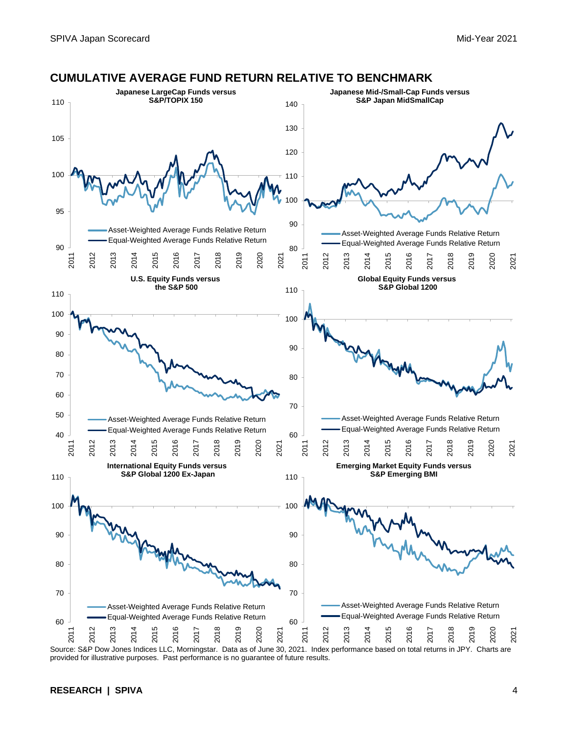## CUMULATIVE AVERAGE FUND RETURN RELATIVE TO BENCHMARK

**Japanese LargeCap Funds versus S&P/TOPIX 150**

**Japanese Mid-/Small-Cap Funds versus S&P Japan MidSmallCap**

**U.S. Equity Funds versus the S&P 500**

**Global Equity Funds versus S&P Global 1200**

**International Equity Funds versus S&P Global 1200 Ex-Japan**

**Emerging Market Equity Funds versus S&P Emerging BMI**

Source: S&P Dow Jones Indices LLC, Morningstar. Data as of June 30, 2021. Index performance based on total returns in JPY. Charts are provided for illustrative purposes. Past performance is no guarantee of future results.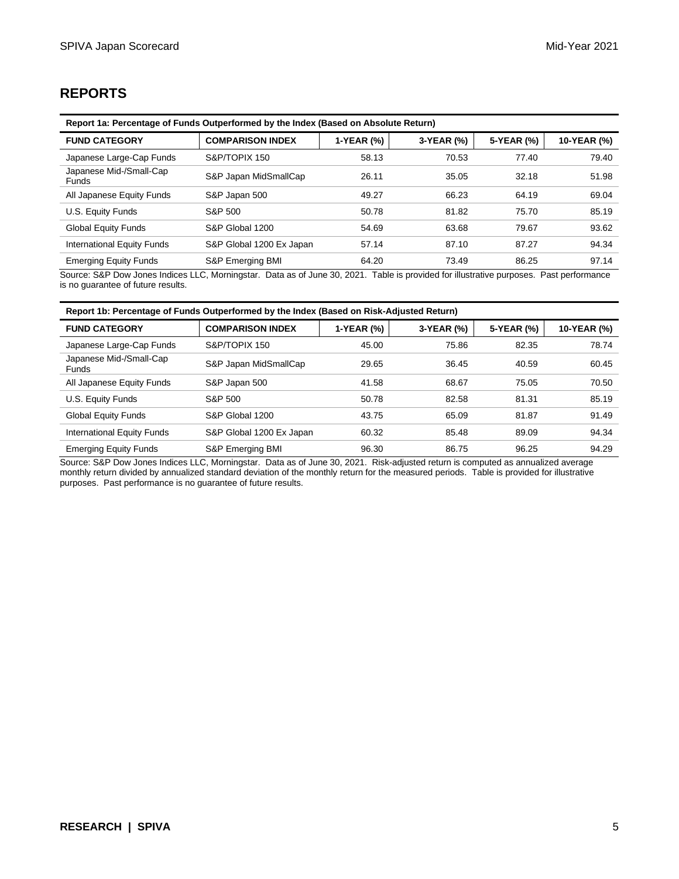## REPORTS

**Report 1a: Percentage of Funds Outperformed by the Index (Based on Absolute Return)**

| FUND CATEGORY | COMPARISON INDEX | 1-YEAR (%) | 3-YEAR (%) | 5-YEAR (%) | 10-YEAR (%) |
|---|---|---|---|---|---|
| Japanese Large-Cap Funds | S&P/TOPIX 150 | 58.13 | 70.53 | 77.40 | 79.40 |
| Japanese Mid-/Small-Cap Funds | S&P Japan MidSmallCap | 26.11 | 35.05 | 32.18 | 51.98 |
| All Japanese Equity Funds | S&P Japan 500 | 49.27 | 66.23 | 64.19 | 69.04 |
| U.S. Equity Funds | S&P 500 | 50.78 | 81.82 | 75.70 | 85.19 |
| Global Equity Funds | S&P Global 1200 | 54.69 | 63.68 | 79.67 | 93.62 |
| International Equity Funds | S&P Global 1200 Ex Japan | 57.14 | 87.10 | 87.27 | 94.34 |
| Emerging Equity Funds | S&P Emerging BMI | 64.20 | 73.49 | 86.25 | 97.14 |

Source: S&P Dow Jones Indices LLC, Morningstar. Data as of June 30, 2021. Table is provided for illustrative purposes. Past performance is no guarantee of future results.

**Report 1b: Percentage of Funds Outperformed by the Index (Based on Risk-Adjusted Return)**

| FUND CATEGORY | COMPARISON INDEX | 1-YEAR (%) | 3-YEAR (%) | 5-YEAR (%) | 10-YEAR (%) |
|---|---|---|---|---|---|
| Japanese Large-Cap Funds | S&P/TOPIX 150 | 45.00 | 75.86 | 82.35 | 78.74 |
| Japanese Mid-/Small-Cap Funds | S&P Japan MidSmallCap | 29.65 | 36.45 | 40.59 | 60.45 |
| All Japanese Equity Funds | S&P Japan 500 | 41.58 | 68.67 | 75.05 | 70.50 |
| U.S. Equity Funds | S&P 500 | 50.78 | 82.58 | 81.31 | 85.19 |
| Global Equity Funds | S&P Global 1200 | 43.75 | 65.09 | 81.87 | 91.49 |
| International Equity Funds | S&P Global 1200 Ex Japan | 60.32 | 85.48 | 89.09 | 94.34 |
| Emerging Equity Funds | S&P Emerging BMI | 96.30 | 86.75 | 96.25 | 94.29 |

Source: S&P Dow Jones Indices LLC, Morningstar. Data as of June 30, 2021. Risk-adjusted return is computed as annualized average monthly return divided by annualized standard deviation of the monthly return for the measured periods. Table is provided for illustrative purposes. Past performance is no guarantee of future results.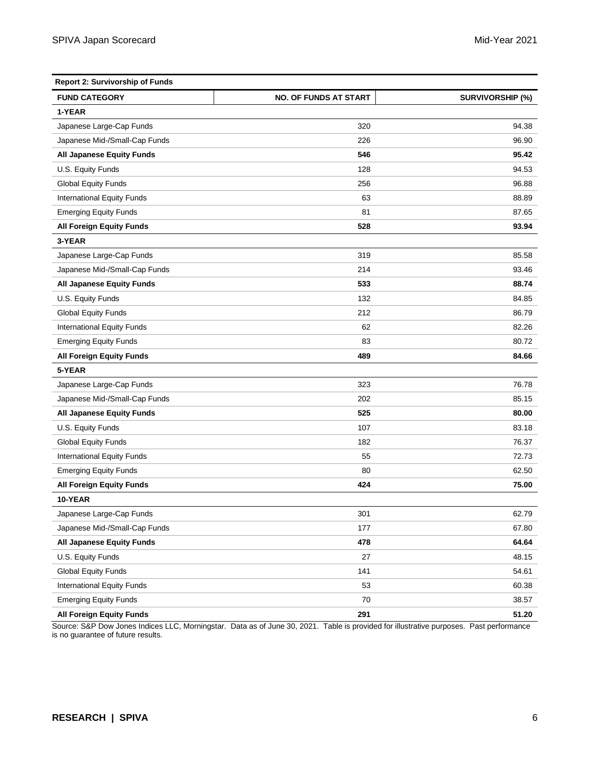**Report 2: Survivorship of Funds**

| FUND CATEGORY | NO. OF FUNDS AT START | SURVIVORSHIP (%) |
|---|---|---|
| **1-YEAR** | | |
| Japanese Large-Cap Funds | 320 | 94.38 |
| Japanese Mid-/Small-Cap Funds | 226 | 96.90 |
| **All Japanese Equity Funds** | **546** | **95.42** |
| U.S. Equity Funds | 128 | 94.53 |
| Global Equity Funds | 256 | 96.88 |
| International Equity Funds | 63 | 88.89 |
| Emerging Equity Funds | 81 | 87.65 |
| **All Foreign Equity Funds** | **528** | **93.94** |
| **3-YEAR** | | |
| Japanese Large-Cap Funds | 319 | 85.58 |
| Japanese Mid-/Small-Cap Funds | 214 | 93.46 |
| **All Japanese Equity Funds** | **533** | **88.74** |
| U.S. Equity Funds | 132 | 84.85 |
| Global Equity Funds | 212 | 86.79 |
| International Equity Funds | 62 | 82.26 |
| Emerging Equity Funds | 83 | 80.72 |
| **All Foreign Equity Funds** | **489** | **84.66** |
| **5-YEAR** | | |
| Japanese Large-Cap Funds | 323 | 76.78 |
| Japanese Mid-/Small-Cap Funds | 202 | 85.15 |
| **All Japanese Equity Funds** | **525** | **80.00** |
| U.S. Equity Funds | 107 | 83.18 |
| Global Equity Funds | 182 | 76.37 |
| International Equity Funds | 55 | 72.73 |
| Emerging Equity Funds | 80 | 62.50 |
| **All Foreign Equity Funds** | **424** | **75.00** |
| **10-YEAR** | | |
| Japanese Large-Cap Funds | 301 | 62.79 |
| Japanese Mid-/Small-Cap Funds | 177 | 67.80 |
| **All Japanese Equity Funds** | **478** | **64.64** |
| U.S. Equity Funds | 27 | 48.15 |
| Global Equity Funds | 141 | 54.61 |
| International Equity Funds | 53 | 60.38 |
| Emerging Equity Funds | 70 | 38.57 |
| **All Foreign Equity Funds** | **291** | **51.20** |

Source: S&P Dow Jones Indices LLC, Morningstar. Data as of June 30, 2021. Table is provided for illustrative purposes. Past performance is no guarantee of future results.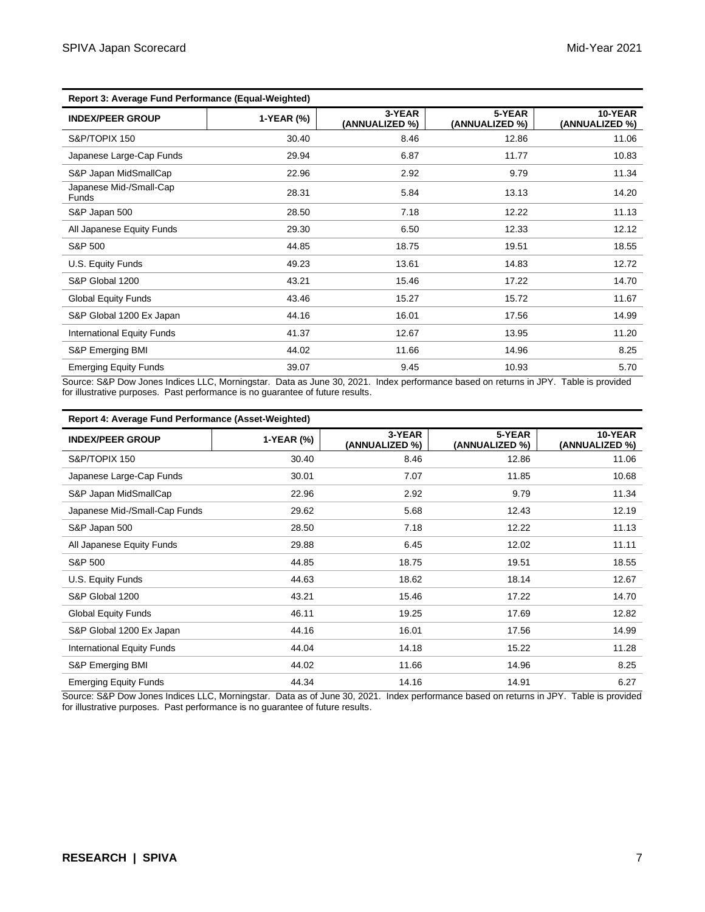**Report 3: Average Fund Performance (Equal-Weighted)**

| INDEX/PEER GROUP | 1-YEAR (%) | 3-YEAR (ANNUALIZED %) | 5-YEAR (ANNUALIZED %) | 10-YEAR (ANNUALIZED %) |
|---|---|---|---|---|
| S&P/TOPIX 150 | 30.40 | 8.46 | 12.86 | 11.06 |
| Japanese Large-Cap Funds | 29.94 | 6.87 | 11.77 | 10.83 |
| S&P Japan MidSmallCap | 22.96 | 2.92 | 9.79 | 11.34 |
| Japanese Mid-/Small-Cap Funds | 28.31 | 5.84 | 13.13 | 14.20 |
| S&P Japan 500 | 28.50 | 7.18 | 12.22 | 11.13 |
| All Japanese Equity Funds | 29.30 | 6.50 | 12.33 | 12.12 |
| S&P 500 | 44.85 | 18.75 | 19.51 | 18.55 |
| U.S. Equity Funds | 49.23 | 13.61 | 14.83 | 12.72 |
| S&P Global 1200 | 43.21 | 15.46 | 17.22 | 14.70 |
| Global Equity Funds | 43.46 | 15.27 | 15.72 | 11.67 |
| S&P Global 1200 Ex Japan | 44.16 | 16.01 | 17.56 | 14.99 |
| International Equity Funds | 41.37 | 12.67 | 13.95 | 11.20 |
| S&P Emerging BMI | 44.02 | 11.66 | 14.96 | 8.25 |
| Emerging Equity Funds | 39.07 | 9.45 | 10.93 | 5.70 |

Source: S&P Dow Jones Indices LLC, Morningstar. Data as June 30, 2021. Index performance based on returns in JPY. Table is provided for illustrative purposes. Past performance is no guarantee of future results.

**Report 4: Average Fund Performance (Asset-Weighted)**

| INDEX/PEER GROUP | 1-YEAR (%) | 3-YEAR (ANNUALIZED %) | 5-YEAR (ANNUALIZED %) | 10-YEAR (ANNUALIZED %) |
|---|---|---|---|---|
| S&P/TOPIX 150 | 30.40 | 8.46 | 12.86 | 11.06 |
| Japanese Large-Cap Funds | 30.01 | 7.07 | 11.85 | 10.68 |
| S&P Japan MidSmallCap | 22.96 | 2.92 | 9.79 | 11.34 |
| Japanese Mid-/Small-Cap Funds | 29.62 | 5.68 | 12.43 | 12.19 |
| S&P Japan 500 | 28.50 | 7.18 | 12.22 | 11.13 |
| All Japanese Equity Funds | 29.88 | 6.45 | 12.02 | 11.11 |
| S&P 500 | 44.85 | 18.75 | 19.51 | 18.55 |
| U.S. Equity Funds | 44.63 | 18.62 | 18.14 | 12.67 |
| S&P Global 1200 | 43.21 | 15.46 | 17.22 | 14.70 |
| Global Equity Funds | 46.11 | 19.25 | 17.69 | 12.82 |
| S&P Global 1200 Ex Japan | 44.16 | 16.01 | 17.56 | 14.99 |
| International Equity Funds | 44.04 | 14.18 | 15.22 | 11.28 |
| S&P Emerging BMI | 44.02 | 11.66 | 14.96 | 8.25 |
| Emerging Equity Funds | 44.34 | 14.16 | 14.91 | 6.27 |

Source: S&P Dow Jones Indices LLC, Morningstar. Data as of June 30, 2021. Index performance based on returns in JPY. Table is provided for illustrative purposes. Past performance is no guarantee of future results.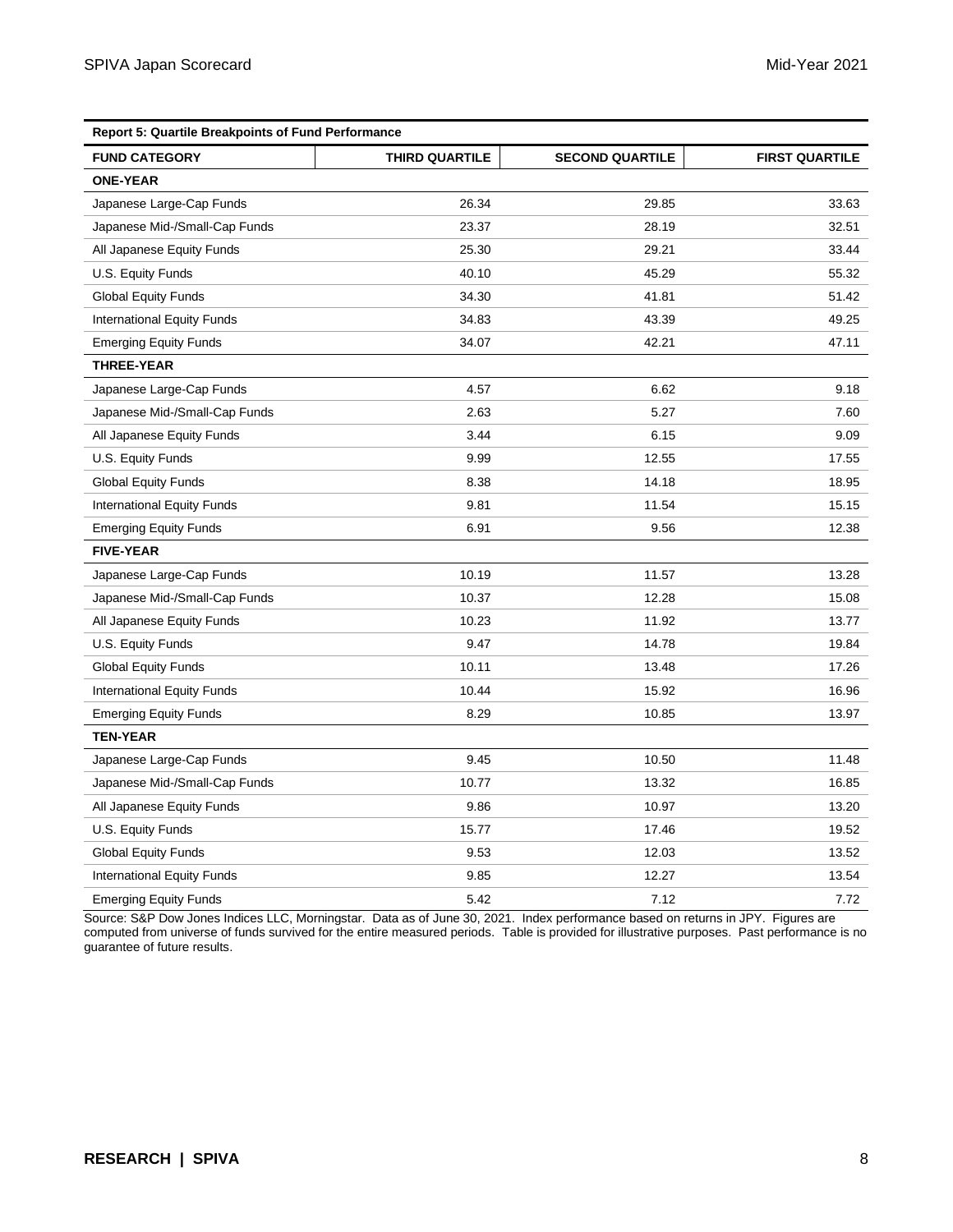| Report 5: Quartile Breakpoints of Fund Performance | | | |
|---|---|---|---|
| **FUND CATEGORY** | **THIRD QUARTILE** | **SECOND QUARTILE** | **FIRST QUARTILE** |
| **ONE-YEAR** | | | |
| Japanese Large-Cap Funds | 26.34 | 29.85 | 33.63 |
| Japanese Mid-/Small-Cap Funds | 23.37 | 28.19 | 32.51 |
| All Japanese Equity Funds | 25.30 | 29.21 | 33.44 |
| U.S. Equity Funds | 40.10 | 45.29 | 55.32 |
| Global Equity Funds | 34.30 | 41.81 | 51.42 |
| International Equity Funds | 34.83 | 43.39 | 49.25 |
| Emerging Equity Funds | 34.07 | 42.21 | 47.11 |
| **THREE-YEAR** | | | |
| Japanese Large-Cap Funds | 4.57 | 6.62 | 9.18 |
| Japanese Mid-/Small-Cap Funds | 2.63 | 5.27 | 7.60 |
| All Japanese Equity Funds | 3.44 | 6.15 | 9.09 |
| U.S. Equity Funds | 9.99 | 12.55 | 17.55 |
| Global Equity Funds | 8.38 | 14.18 | 18.95 |
| International Equity Funds | 9.81 | 11.54 | 15.15 |
| Emerging Equity Funds | 6.91 | 9.56 | 12.38 |
| **FIVE-YEAR** | | | |
| Japanese Large-Cap Funds | 10.19 | 11.57 | 13.28 |
| Japanese Mid-/Small-Cap Funds | 10.37 | 12.28 | 15.08 |
| All Japanese Equity Funds | 10.23 | 11.92 | 13.77 |
| U.S. Equity Funds | 9.47 | 14.78 | 19.84 |
| Global Equity Funds | 10.11 | 13.48 | 17.26 |
| International Equity Funds | 10.44 | 15.92 | 16.96 |
| Emerging Equity Funds | 8.29 | 10.85 | 13.97 |
| **TEN-YEAR** | | | |
| Japanese Large-Cap Funds | 9.45 | 10.50 | 11.48 |
| Japanese Mid-/Small-Cap Funds | 10.77 | 13.32 | 16.85 |
| All Japanese Equity Funds | 9.86 | 10.97 | 13.20 |
| U.S. Equity Funds | 15.77 | 17.46 | 19.52 |
| Global Equity Funds | 9.53 | 12.03 | 13.52 |
| International Equity Funds | 9.85 | 12.27 | 13.54 |
| Emerging Equity Funds | 5.42 | 7.12 | 7.72 |

Source: S&P Dow Jones Indices LLC, Morningstar. Data as of June 30, 2021. Index performance based on returns in JPY. Figures are computed from universe of funds survived for the entire measured periods. Table is provided for illustrative purposes. Past performance is no guarantee of future results.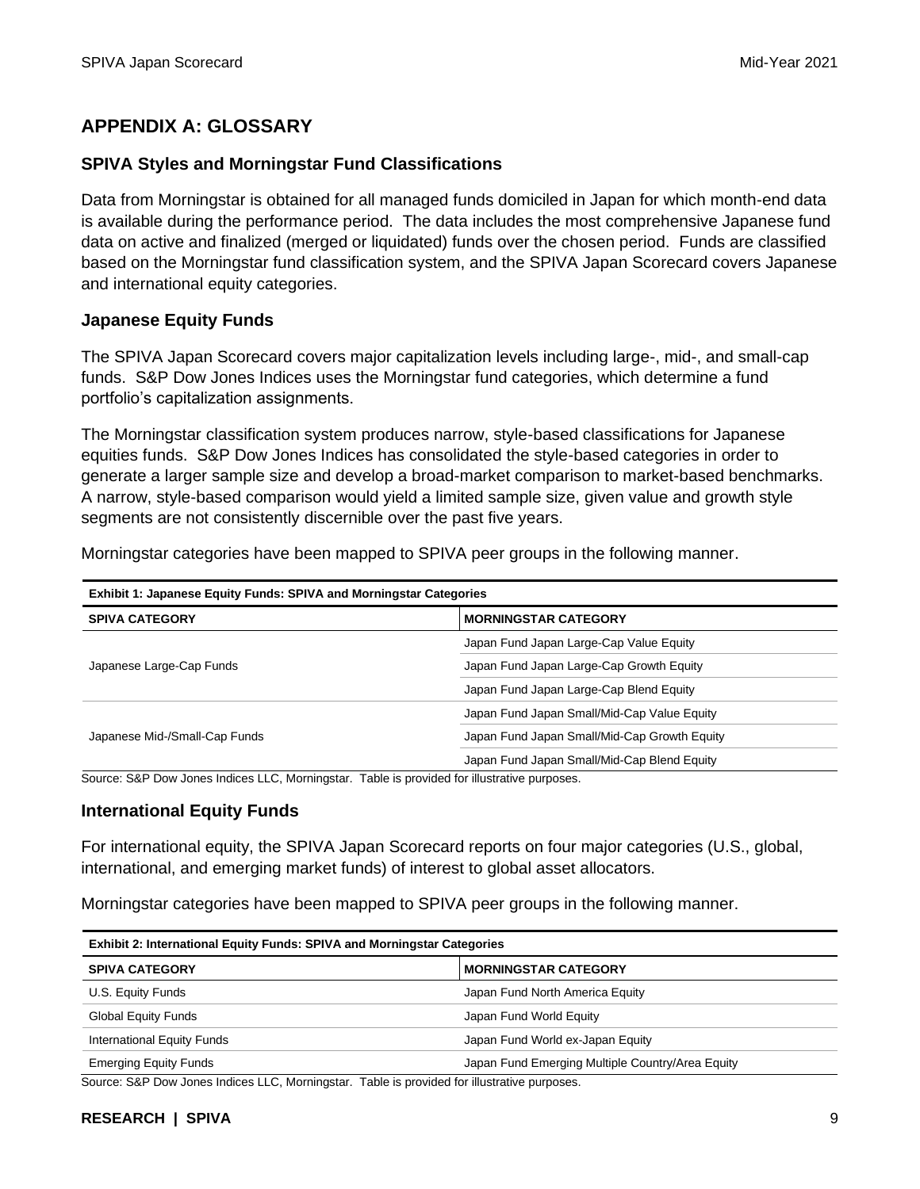## APPENDIX A: GLOSSARY

### SPIVA Styles and Morningstar Fund Classifications

Data from Morningstar is obtained for all managed funds domiciled in Japan for which month-end data is available during the performance period. The data includes the most comprehensive Japanese fund data on active and finalized (merged or liquidated) funds over the chosen period. Funds are classified based on the Morningstar fund classification system, and the SPIVA Japan Scorecard covers Japanese and international equity categories.

### Japanese Equity Funds

The SPIVA Japan Scorecard covers major capitalization levels including large-, mid-, and small-cap funds. S&P Dow Jones Indices uses the Morningstar fund categories, which determine a fund portfolio's capitalization assignments.

The Morningstar classification system produces narrow, style-based classifications for Japanese equities funds. S&P Dow Jones Indices has consolidated the style-based categories in order to generate a larger sample size and develop a broad-market comparison to market-based benchmarks. A narrow, style-based comparison would yield a limited sample size, given value and growth style segments are not consistently discernible over the past five years.

Morningstar categories have been mapped to SPIVA peer groups in the following manner.

**Exhibit 1: Japanese Equity Funds: SPIVA and Morningstar Categories**

| SPIVA CATEGORY | MORNINGSTAR CATEGORY |
|---|---|
| Japanese Large-Cap Funds | Japan Fund Japan Large-Cap Value Equity |
| | Japan Fund Japan Large-Cap Growth Equity |
| | Japan Fund Japan Large-Cap Blend Equity |
| Japanese Mid-/Small-Cap Funds | Japan Fund Japan Small/Mid-Cap Value Equity |
| | Japan Fund Japan Small/Mid-Cap Growth Equity |
| | Japan Fund Japan Small/Mid-Cap Blend Equity |

Source: S&P Dow Jones Indices LLC, Morningstar. Table is provided for illustrative purposes.

### International Equity Funds

For international equity, the SPIVA Japan Scorecard reports on four major categories (U.S., global, international, and emerging market funds) of interest to global asset allocators.

Morningstar categories have been mapped to SPIVA peer groups in the following manner.

**Exhibit 2: International Equity Funds: SPIVA and Morningstar Categories**

| SPIVA CATEGORY | MORNINGSTAR CATEGORY |
|---|---|
| U.S. Equity Funds | Japan Fund North America Equity |
| Global Equity Funds | Japan Fund World Equity |
| International Equity Funds | Japan Fund World ex-Japan Equity |
| Emerging Equity Funds | Japan Fund Emerging Multiple Country/Area Equity |

Source: S&P Dow Jones Indices LLC, Morningstar. Table is provided for illustrative purposes.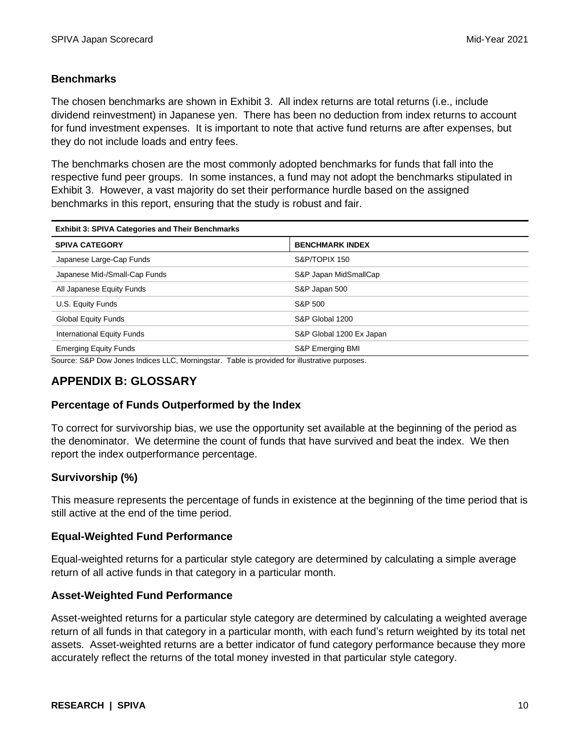### Benchmarks

The chosen benchmarks are shown in Exhibit 3. All index returns are total returns (i.e., include dividend reinvestment) in Japanese yen. There has been no deduction from index returns to account for fund investment expenses. It is important to note that active fund returns are after expenses, but they do not include loads and entry fees.

The benchmarks chosen are the most commonly adopted benchmarks for funds that fall into the respective fund peer groups. In some instances, a fund may not adopt the benchmarks stipulated in Exhibit 3. However, a vast majority do set their performance hurdle based on the assigned benchmarks in this report, ensuring that the study is robust and fair.

**Exhibit 3: SPIVA Categories and Their Benchmarks**

| SPIVA CATEGORY | BENCHMARK INDEX |
|---|---|
| Japanese Large-Cap Funds | S&P/TOPIX 150 |
| Japanese Mid-/Small-Cap Funds | S&P Japan MidSmallCap |
| All Japanese Equity Funds | S&P Japan 500 |
| U.S. Equity Funds | S&P 500 |
| Global Equity Funds | S&P Global 1200 |
| International Equity Funds | S&P Global 1200 Ex Japan |
| Emerging Equity Funds | S&P Emerging BMI |

Source: S&P Dow Jones Indices LLC, Morningstar. Table is provided for illustrative purposes.

## APPENDIX B: GLOSSARY

### Percentage of Funds Outperformed by the Index

To correct for survivorship bias, we use the opportunity set available at the beginning of the period as the denominator. We determine the count of funds that have survived and beat the index. We then report the index outperformance percentage.

### Survivorship (%)

This measure represents the percentage of funds in existence at the beginning of the time period that is still active at the end of the time period.

### Equal-Weighted Fund Performance

Equal-weighted returns for a particular style category are determined by calculating a simple average return of all active funds in that category in a particular month.

### Asset-Weighted Fund Performance

Asset-weighted returns for a particular style category are determined by calculating a weighted average return of all funds in that category in a particular month, with each fund's return weighted by its total net assets. Asset-weighted returns are a better indicator of fund category performance because they more accurately reflect the returns of the total money invested in that particular style category.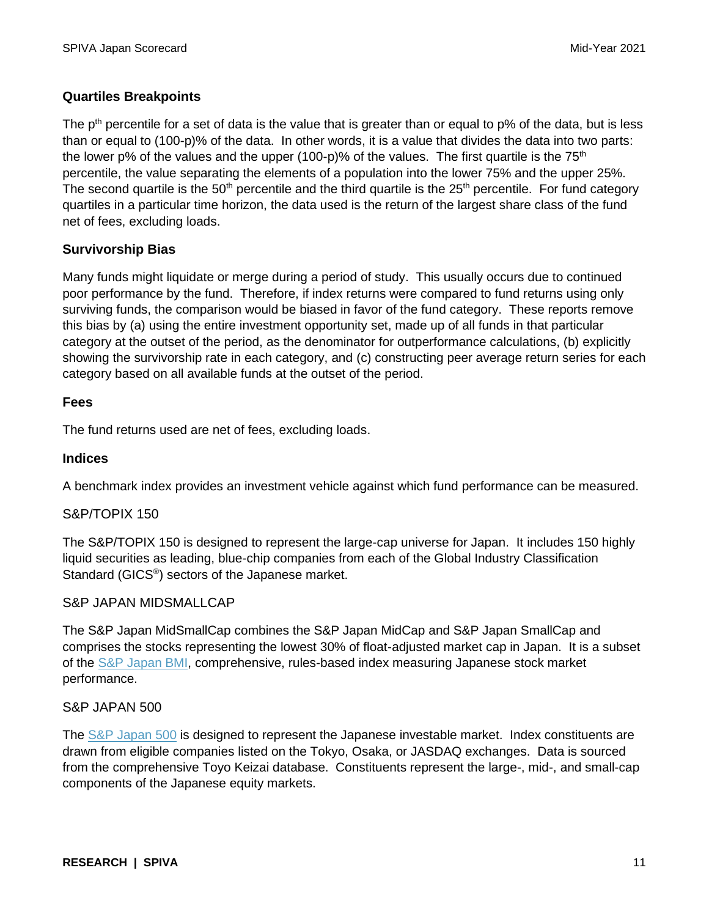### Quartiles Breakpoints

The $p^{th}$ percentile for a set of data is the value that is greater than or equal to p% of the data, but is less than or equal to (100-p)% of the data. In other words, it is a value that divides the data into two parts: the lower p% of the values and the upper (100-p)% of the values. The first quartile is the $75^{th}$ percentile, the value separating the elements of a population into the lower 75% and the upper 25%. The second quartile is the $50^{th}$ percentile and the third quartile is the $25^{th}$ percentile. For fund category quartiles in a particular time horizon, the data used is the return of the largest share class of the fund net of fees, excluding loads.

### Survivorship Bias

Many funds might liquidate or merge during a period of study. This usually occurs due to continued poor performance by the fund. Therefore, if index returns were compared to fund returns using only surviving funds, the comparison would be biased in favor of the fund category. These reports remove this bias by (a) using the entire investment opportunity set, made up of all funds in that particular category at the outset of the period, as the denominator for outperformance calculations, (b) explicitly showing the survivorship rate in each category, and (c) constructing peer average return series for each category based on all available funds at the outset of the period.

### Fees

The fund returns used are net of fees, excluding loads.

### Indices

A benchmark index provides an investment vehicle against which fund performance can be measured.

#### S&P/TOPIX 150

The S&P/TOPIX 150 is designed to represent the large-cap universe for Japan. It includes 150 highly liquid securities as leading, blue-chip companies from each of the Global Industry Classification Standard (GICS®) sectors of the Japanese market.

#### S&P JAPAN MIDSMALLCAP

The S&P Japan MidSmallCap combines the S&P Japan MidCap and S&P Japan SmallCap and comprises the stocks representing the lowest 30% of float-adjusted market cap in Japan. It is a subset of the S&P Japan BMI, comprehensive, rules-based index measuring Japanese stock market performance.

#### S&P JAPAN 500

The S&P Japan 500 is designed to represent the Japanese investable market. Index constituents are drawn from eligible companies listed on the Tokyo, Osaka, or JASDAQ exchanges. Data is sourced from the comprehensive Toyo Keizai database. Constituents represent the large-, mid-, and small-cap components of the Japanese equity markets.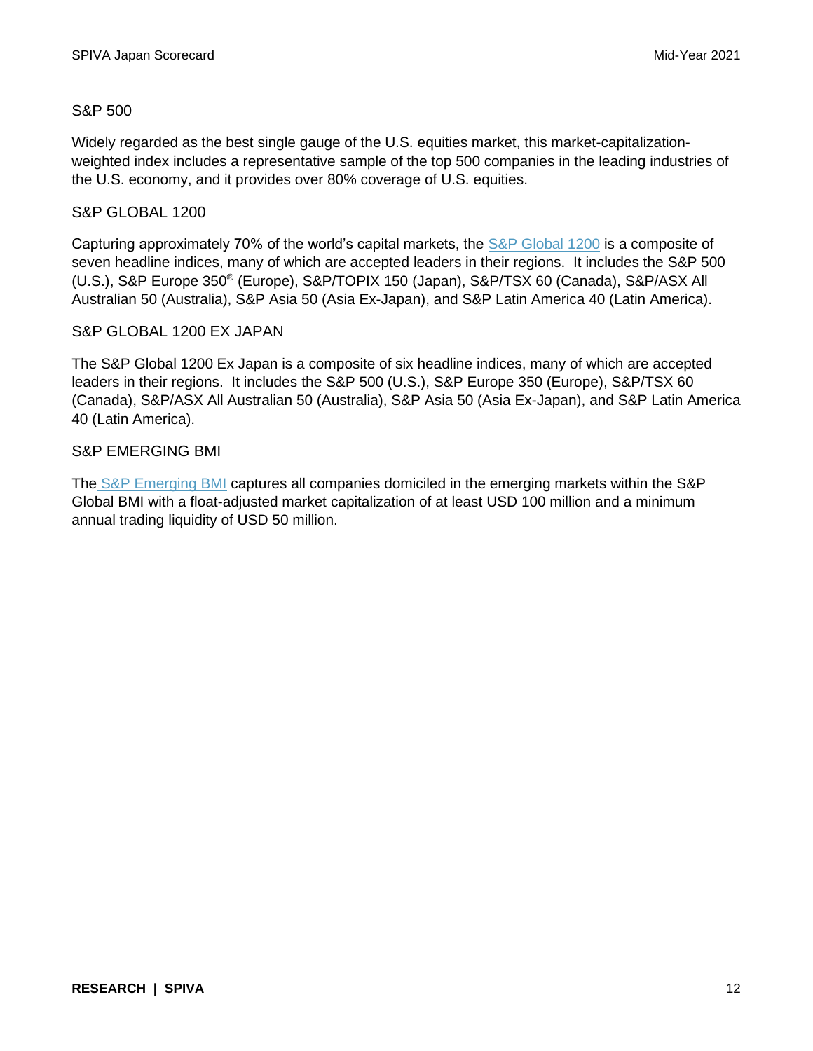### S&P 500

Widely regarded as the best single gauge of the U.S. equities market, this market-capitalization-weighted index includes a representative sample of the top 500 companies in the leading industries of the U.S. economy, and it provides over 80% coverage of U.S. equities.

### S&P GLOBAL 1200

Capturing approximately 70% of the world's capital markets, the S&P Global 1200 is a composite of seven headline indices, many of which are accepted leaders in their regions. It includes the S&P 500 (U.S.), S&P Europe 350® (Europe), S&P/TOPIX 150 (Japan), S&P/TSX 60 (Canada), S&P/ASX All Australian 50 (Australia), S&P Asia 50 (Asia Ex-Japan), and S&P Latin America 40 (Latin America).

### S&P GLOBAL 1200 EX JAPAN

The S&P Global 1200 Ex Japan is a composite of six headline indices, many of which are accepted leaders in their regions. It includes the S&P 500 (U.S.), S&P Europe 350 (Europe), S&P/TSX 60 (Canada), S&P/ASX All Australian 50 (Australia), S&P Asia 50 (Asia Ex-Japan), and S&P Latin America 40 (Latin America).

### S&P EMERGING BMI

The S&P Emerging BMI captures all companies domiciled in the emerging markets within the S&P Global BMI with a float-adjusted market capitalization of at least USD 100 million and a minimum annual trading liquidity of USD 50 million.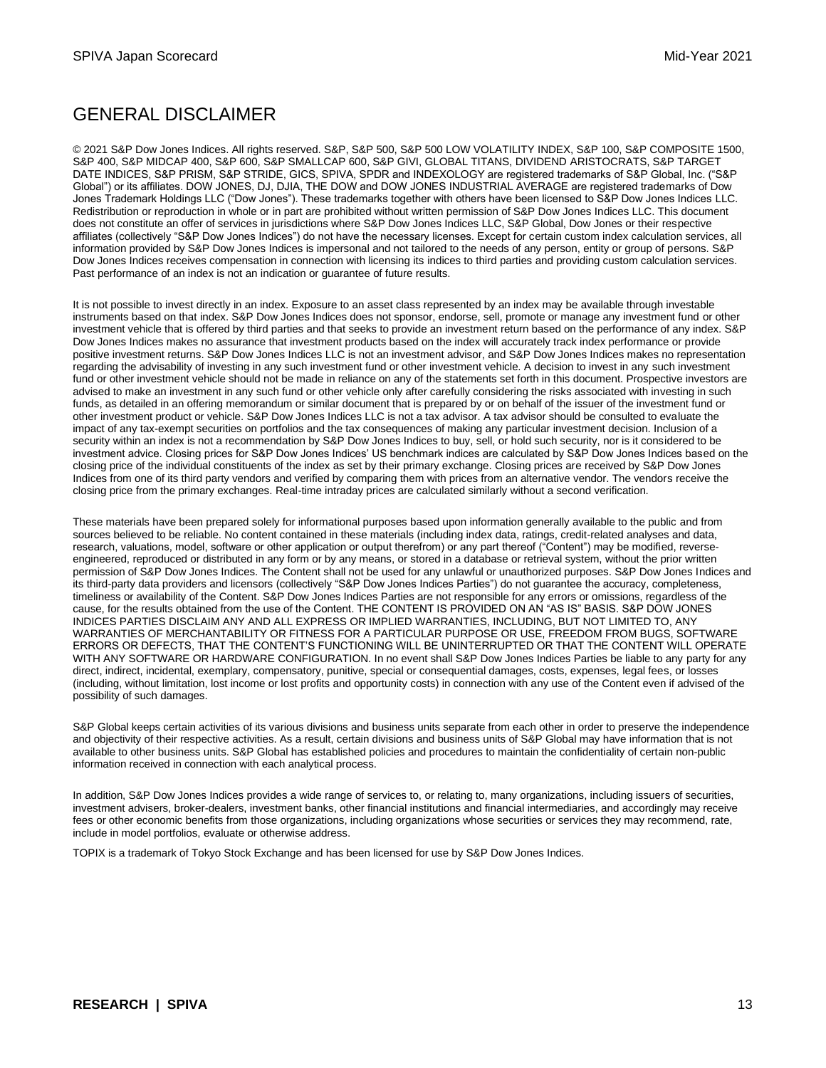# GENERAL DISCLAIMER

© 2021 S&P Dow Jones Indices. All rights reserved. S&P, S&P 500, S&P 500 LOW VOLATILITY INDEX, S&P 100, S&P COMPOSITE 1500, S&P 400, S&P MIDCAP 400, S&P 600, S&P SMALLCAP 600, S&P GIVI, GLOBAL TITANS, DIVIDEND ARISTOCRATS, S&P TARGET DATE INDICES, S&P PRISM, S&P STRIDE, GICS, SPIVA, SPDR and INDEXOLOGY are registered trademarks of S&P Global, Inc. ("S&P Global") or its affiliates. DOW JONES, DJ, DJIA, THE DOW and DOW JONES INDUSTRIAL AVERAGE are registered trademarks of Dow Jones Trademark Holdings LLC ("Dow Jones"). These trademarks together with others have been licensed to S&P Dow Jones Indices LLC. Redistribution or reproduction in whole or in part are prohibited without written permission of S&P Dow Jones Indices LLC. This document does not constitute an offer of services in jurisdictions where S&P Dow Jones Indices LLC, S&P Global, Dow Jones or their respective affiliates (collectively "S&P Dow Jones Indices") do not have the necessary licenses. Except for certain custom index calculation services, all information provided by S&P Dow Jones Indices is impersonal and not tailored to the needs of any person, entity or group of persons. S&P Dow Jones Indices receives compensation in connection with licensing its indices to third parties and providing custom calculation services. Past performance of an index is not an indication or guarantee of future results.

It is not possible to invest directly in an index. Exposure to an asset class represented by an index may be available through investable instruments based on that index. S&P Dow Jones Indices does not sponsor, endorse, sell, promote or manage any investment fund or other investment vehicle that is offered by third parties and that seeks to provide an investment return based on the performance of any index. S&P Dow Jones Indices makes no assurance that investment products based on the index will accurately track index performance or provide positive investment returns. S&P Dow Jones Indices LLC is not an investment advisor, and S&P Dow Jones Indices makes no representation regarding the advisability of investing in any such investment fund or other investment vehicle. A decision to invest in any such investment fund or other investment vehicle should not be made in reliance on any of the statements set forth in this document. Prospective investors are advised to make an investment in any such fund or other vehicle only after carefully considering the risks associated with investing in such funds, as detailed in an offering memorandum or similar document that is prepared by or on behalf of the issuer of the investment fund or other investment product or vehicle. S&P Dow Jones Indices LLC is not a tax advisor. A tax advisor should be consulted to evaluate the impact of any tax-exempt securities on portfolios and the tax consequences of making any particular investment decision. Inclusion of a security within an index is not a recommendation by S&P Dow Jones Indices to buy, sell, or hold such security, nor is it considered to be investment advice. Closing prices for S&P Dow Jones Indices' US benchmark indices are calculated by S&P Dow Jones Indices based on the closing price of the individual constituents of the index as set by their primary exchange. Closing prices are received by S&P Dow Jones Indices from one of its third party vendors and verified by comparing them with prices from an alternative vendor. The vendors receive the closing price from the primary exchanges. Real-time intraday prices are calculated similarly without a second verification.

These materials have been prepared solely for informational purposes based upon information generally available to the public and from sources believed to be reliable. No content contained in these materials (including index data, ratings, credit-related analyses and data, research, valuations, model, software or other application or output therefrom) or any part thereof ("Content") may be modified, reverse-engineered, reproduced or distributed in any form or by any means, or stored in a database or retrieval system, without the prior written permission of S&P Dow Jones Indices. The Content shall not be used for any unlawful or unauthorized purposes. S&P Dow Jones Indices and its third-party data providers and licensors (collectively "S&P Dow Jones Indices Parties") do not guarantee the accuracy, completeness, timeliness or availability of the Content. S&P Dow Jones Indices Parties are not responsible for any errors or omissions, regardless of the cause, for the results obtained from the use of the Content. THE CONTENT IS PROVIDED ON AN "AS IS" BASIS. S&P DOW JONES INDICES PARTIES DISCLAIM ANY AND ALL EXPRESS OR IMPLIED WARRANTIES, INCLUDING, BUT NOT LIMITED TO, ANY WARRANTIES OF MERCHANTABILITY OR FITNESS FOR A PARTICULAR PURPOSE OR USE, FREEDOM FROM BUGS, SOFTWARE ERRORS OR DEFECTS, THAT THE CONTENT'S FUNCTIONING WILL BE UNINTERRUPTED OR THAT THE CONTENT WILL OPERATE WITH ANY SOFTWARE OR HARDWARE CONFIGURATION. In no event shall S&P Dow Jones Indices Parties be liable to any party for any direct, indirect, incidental, exemplary, compensatory, punitive, special or consequential damages, costs, expenses, legal fees, or losses (including, without limitation, lost income or lost profits and opportunity costs) in connection with any use of the Content even if advised of the possibility of such damages.

S&P Global keeps certain activities of its various divisions and business units separate from each other in order to preserve the independence and objectivity of their respective activities. As a result, certain divisions and business units of S&P Global may have information that is not available to other business units. S&P Global has established policies and procedures to maintain the confidentiality of certain non-public information received in connection with each analytical process.

In addition, S&P Dow Jones Indices provides a wide range of services to, or relating to, many organizations, including issuers of securities, investment advisers, broker-dealers, investment banks, other financial institutions and financial intermediaries, and accordingly may receive fees or other economic benefits from those organizations, including organizations whose securities or services they may recommend, rate, include in model portfolios, evaluate or otherwise address.

TOPIX is a trademark of Tokyo Stock Exchange and has been licensed for use by S&P Dow Jones Indices.